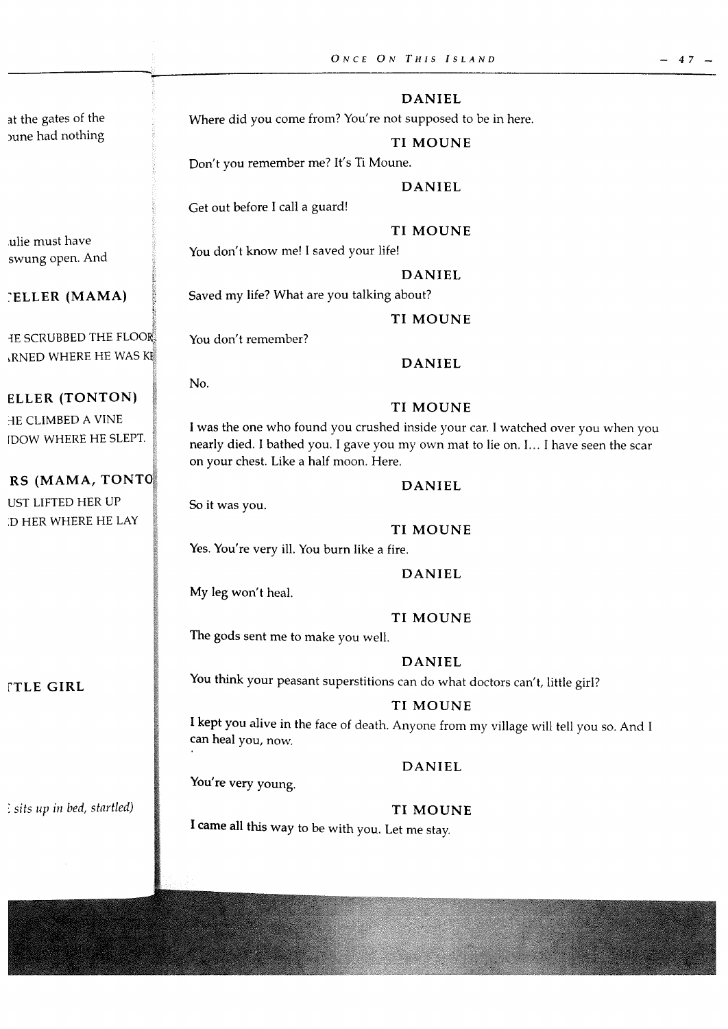**DANIEL**

Where did you come from? You're not supposed to be in here.

**TI MOUNE**

Don't you remember me? It's Ti Moune.

**DANIEL**

Get out before I call a guard!

**TI MOUNE**

You don't know me! I saved your life!

**DANIEL**

Saved my life? What are you talking about?

**TI MOUNE**

You don't remember?

**DANIEL**

No.

**TI MOUNE**

I was the one who found you crushed inside your car. I watched over you when you nearly died. I bathed you. I gave you my own mat to lie on. I… I have seen the scar on your chest. Like a half moon. Here.

**DANIEL**

So it was you.

**TI MOUNE**

Yes. You're very ill. You burn like a fire.

**DANIEL**

My leg won't heal.

**TI MOUNE**

The gods sent me to make you well.

**DANIEL**

You think your peasant superstitions can do what doctors can't, little girl?

**TI MOUNE**

I kept you alive in the face of death. Anyone from my village will tell you so. And I can heal you, now.

**DANIEL**

You're very young.

**TI MOUNE**

I came all this way to be with you. Let me stay.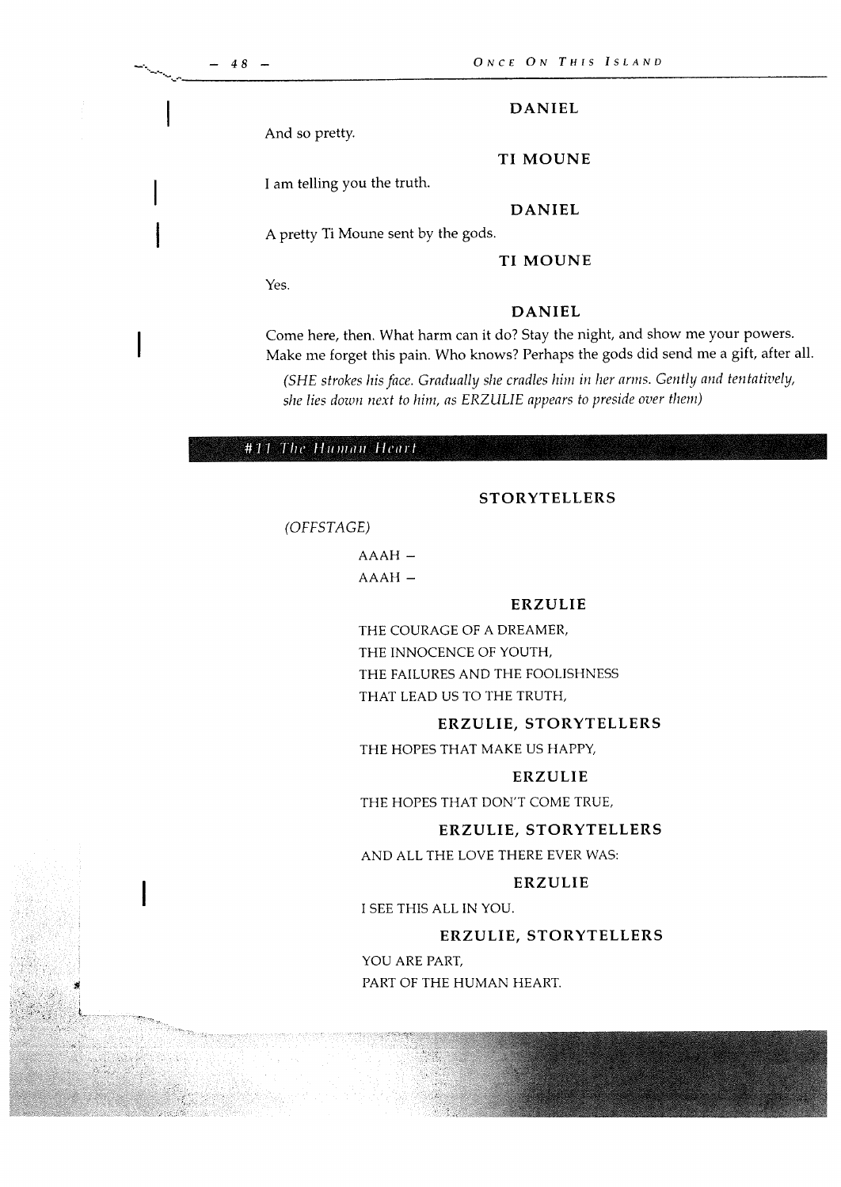**DANIEL**

And so pretty.

**TI MOUNE**

I am telling you the truth.

**DANIEL**

A pretty Ti Moune sent by the gods.

**TI MOUNE**

Yes.

**DANIEL**

Come here, then. What harm can it do? Stay the night, and show me your powers. Make me forget this pain. Who knows? Perhaps the gods did send me a gift, after all.

*(SHE strokes his face. Gradually she cradles him in her arms. Gently and tentatively, she lies down next to him, as ERZULIE appears to preside over them)*

## #11 The Human Heart

**STORYTELLERS**

*(OFFSTAGE)*

AAAH –
AAAH –

**ERZULIE**

THE COURAGE OF A DREAMER,
THE INNOCENCE OF YOUTH,
THE FAILURES AND THE FOOLISHNESS
THAT LEAD US TO THE TRUTH,

**ERZULIE, STORYTELLERS**

THE HOPES THAT MAKE US HAPPY,

**ERZULIE**

THE HOPES THAT DON'T COME TRUE,

**ERZULIE, STORYTELLERS**

AND ALL THE LOVE THERE EVER WAS:

**ERZULIE**

I SEE THIS ALL IN YOU.

**ERZULIE, STORYTELLERS**

YOU ARE PART,
PART OF THE HUMAN HEART.